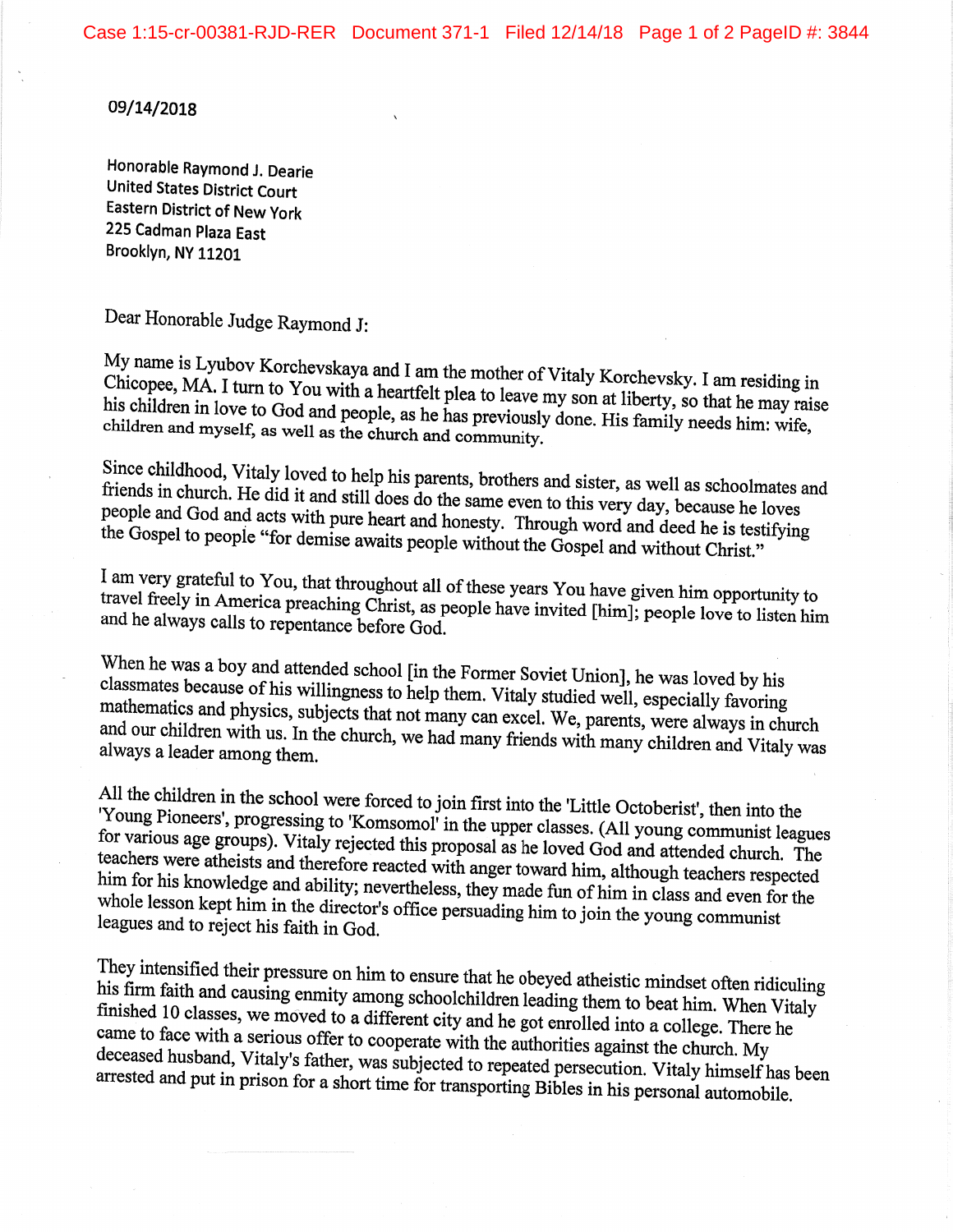09/14/2018

Honorable Raymond J. Dearie
United States District Court
Eastern District of New York
225 Cadman Plaza East
Brooklyn, NY 11201

Dear Honorable Judge Raymond J:

My name is Lyubov Korchevskaya and I am the mother of Vitaly Korchevsky. I am residing in Chicopee, MA. I turn to You with a heartfelt plea to leave my son at liberty, so that he may raise his children in love to God and people, as he has previously done. His family needs him: wife, children and myself, as well as the church and community.

Since childhood, Vitaly loved to help his parents, brothers and sister, as well as schoolmates and friends in church. He did it and still does do the same even to this very day, because he loves people and God and acts with pure heart and honesty. Through word and deed he is testifying the Gospel to people "for demise awaits people without the Gospel and without Christ."

I am very grateful to You, that throughout all of these years You have given him opportunity to travel freely in America preaching Christ, as people have invited [him]; people love to listen him and he always calls to repentance before God.

When he was a boy and attended school [in the Former Soviet Union], he was loved by his classmates because of his willingness to help them. Vitaly studied well, especially favoring mathematics and physics, subjects that not many can excel. We, parents, were always in church and our children with us. In the church, we had many friends with many children and Vitaly was always a leader among them.

All the children in the school were forced to join first into the 'Little Octoberist', then into the 'Young Pioneers', progressing to 'Komsomol' in the upper classes. (All young communist leagues for various age groups). Vitaly rejected this proposal as he loved God and attended church. The teachers were atheists and therefore reacted with anger toward him, although teachers respected him for his knowledge and ability; nevertheless, they made fun of him in class and even for the whole lesson kept him in the director's office persuading him to join the young communist leagues and to reject his faith in God.

They intensified their pressure on him to ensure that he obeyed atheistic mindset often ridiculing his firm faith and causing enmity among schoolchildren leading them to beat him. When Vitaly finished 10 classes, we moved to a different city and he got enrolled into a college. There he came to face with a serious offer to cooperate with the authorities against the church. My deceased husband, Vitaly's father, was subjected to repeated persecution. Vitaly himself has been arrested and put in prison for a short time for transporting Bibles in his personal automobile.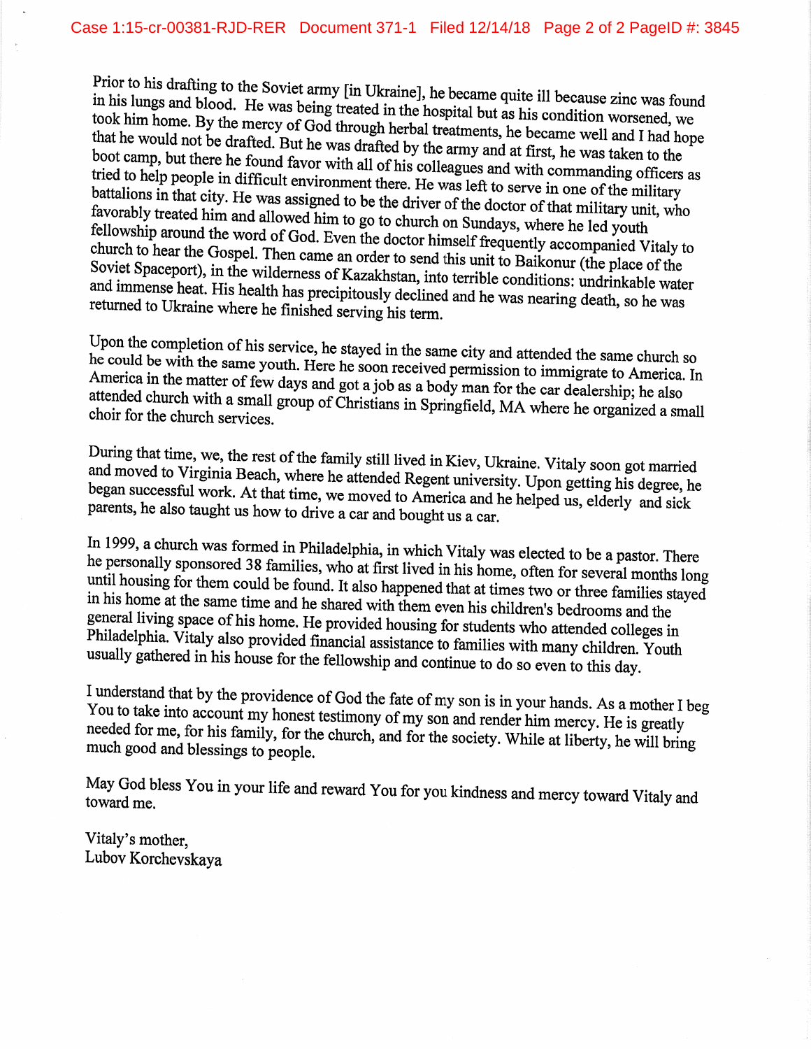Prior to his drafting to the Soviet army [in Ukraine], he became quite ill because zinc was found in his lungs and blood. He was being treated in the hospital but as his condition worsened, we took him home. By the mercy of God through herbal treatments, he became well and I had hope that he would not be drafted. But he was drafted by the army and at first, he was taken to the boot camp, but there he found favor with all of his colleagues and with commanding officers as tried to help people in difficult environment there. He was left to serve in one of the military battalions in that city. He was assigned to be the driver of the doctor of that military unit, who favorably treated him and allowed him to go to church on Sundays, where he led youth fellowship around the word of God. Even the doctor himself frequently accompanied Vitaly to church to hear the Gospel. Then came an order to send this unit to Baikonur (the place of the Soviet Spaceport), in the wilderness of Kazakhstan, into terrible conditions: undrinkable water and immense heat. His health has precipitously declined and he was nearing death, so he was returned to Ukraine where he finished serving his term.

Upon the completion of his service, he stayed in the same city and attended the same church so he could be with the same youth. Here he soon received permission to immigrate to America. In America in the matter of few days and got a job as a body man for the car dealership; he also attended church with a small group of Christians in Springfield, MA where he organized a small choir for the church services.

During that time, we, the rest of the family still lived in Kiev, Ukraine. Vitaly soon got married and moved to Virginia Beach, where he attended Regent university. Upon getting his degree, he began successful work. At that time, we moved to America and he helped us, elderly and sick parents, he also taught us how to drive a car and bought us a car.

In 1999, a church was formed in Philadelphia, in which Vitaly was elected to be a pastor. There he personally sponsored 38 families, who at first lived in his home, often for several months long until housing for them could be found. It also happened that at times two or three families stayed in his home at the same time and he shared with them even his children's bedrooms and the general living space of his home. He provided housing for students who attended colleges in Philadelphia. Vitaly also provided financial assistance to families with many children. Youth usually gathered in his house for the fellowship and continue to do so even to this day.

I understand that by the providence of God the fate of my son is in your hands. As a mother I beg You to take into account my honest testimony of my son and render him mercy. He is greatly needed for me, for his family, for the church, and for the society. While at liberty, he will bring much good and blessings to people.

May God bless You in your life and reward You for you kindness and mercy toward Vitaly and toward me.

Vitaly's mother,
Lubov Korchevskaya